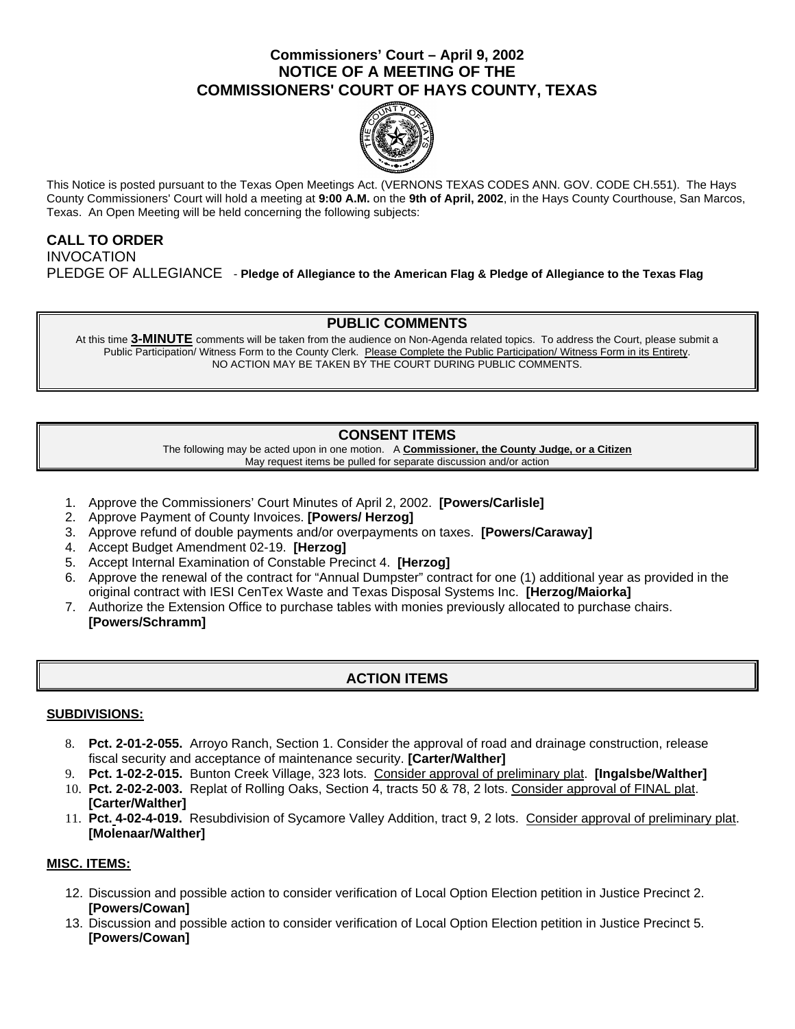# Commissioners' Court – April 9, 2002
# NOTICE OF A MEETING OF THE
# COMMISSIONERS' COURT OF HAYS COUNTY, TEXAS

This Notice is posted pursuant to the Texas Open Meetings Act. (VERNONS TEXAS CODES ANN. GOV. CODE CH.551). The Hays County Commissioners' Court will hold a meeting at **9:00 A.M.** on the **9th of April, 2002**, in the Hays County Courthouse, San Marcos, Texas. An Open Meeting will be held concerning the following subjects:

**CALL TO ORDER**
INVOCATION
PLEDGE OF ALLEGIANCE - **Pledge of Allegiance to the American Flag & Pledge of Allegiance to the Texas Flag**

## PUBLIC COMMENTS

At this time **3-MINUTE** comments will be taken from the audience on Non-Agenda related topics. To address the Court, please submit a Public Participation/ Witness Form to the County Clerk. Please Complete the Public Participation/ Witness Form in its Entirety. NO ACTION MAY BE TAKEN BY THE COURT DURING PUBLIC COMMENTS.

## CONSENT ITEMS

The following may be acted upon in one motion. A **Commissioner, the County Judge, or a Citizen** May request items be pulled for separate discussion and/or action

1. Approve the Commissioners' Court Minutes of April 2, 2002. **[Powers/Carlisle]**
2. Approve Payment of County Invoices. **[Powers/ Herzog]**
3. Approve refund of double payments and/or overpayments on taxes. **[Powers/Caraway]**
4. Accept Budget Amendment 02-19. **[Herzog]**
5. Accept Internal Examination of Constable Precinct 4. **[Herzog]**
6. Approve the renewal of the contract for "Annual Dumpster" contract for one (1) additional year as provided in the original contract with IESI CenTex Waste and Texas Disposal Systems Inc. **[Herzog/Maiorka]**
7. Authorize the Extension Office to purchase tables with monies previously allocated to purchase chairs. **[Powers/Schramm]**

## ACTION ITEMS

**SUBDIVISIONS:**

8. **Pct. 2-01-2-055.** Arroyo Ranch, Section 1. Consider the approval of road and drainage construction, release fiscal security and acceptance of maintenance security. **[Carter/Walther]**
9. **Pct. 1-02-2-015.** Bunton Creek Village, 323 lots. Consider approval of preliminary plat. **[Ingalsbe/Walther]**
10. **Pct. 2-02-2-003.** Replat of Rolling Oaks, Section 4, tracts 50 & 78, 2 lots. Consider approval of FINAL plat. **[Carter/Walther]**
11. **Pct. 4-02-4-019.** Resubdivision of Sycamore Valley Addition, tract 9, 2 lots. Consider approval of preliminary plat. **[Molenaar/Walther]**

**MISC. ITEMS:**

12. Discussion and possible action to consider verification of Local Option Election petition in Justice Precinct 2. **[Powers/Cowan]**
13. Discussion and possible action to consider verification of Local Option Election petition in Justice Precinct 5. **[Powers/Cowan]**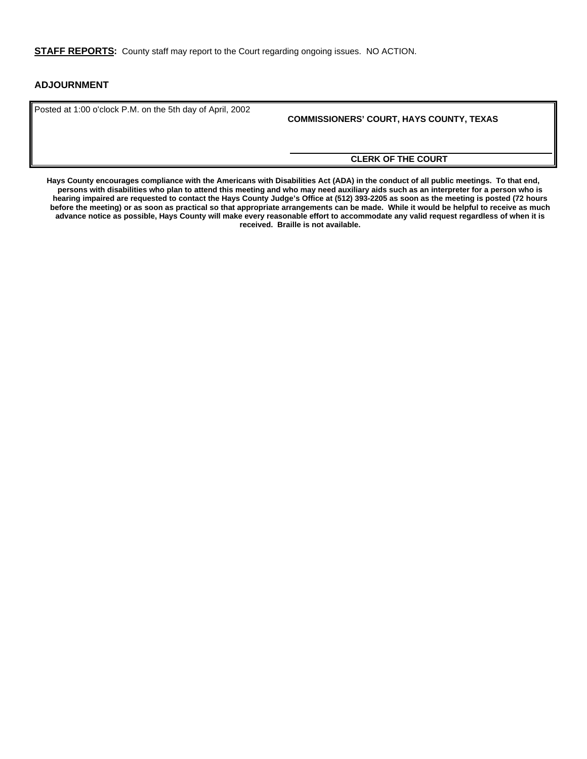**STAFF REPORTS:** County staff may report to the Court regarding ongoing issues. NO ACTION.

**ADJOURNMENT**

| | |
|---|---|
| Posted at 1:00 o'clock P.M. on the 5th day of April, 2002 | **COMMISSIONERS' COURT, HAYS COUNTY, TEXAS** |
| | **CLERK OF THE COURT** |

**Hays County encourages compliance with the Americans with Disabilities Act (ADA) in the conduct of all public meetings. To that end, persons with disabilities who plan to attend this meeting and who may need auxiliary aids such as an interpreter for a person who is hearing impaired are requested to contact the Hays County Judge's Office at (512) 393-2205 as soon as the meeting is posted (72 hours before the meeting) or as soon as practical so that appropriate arrangements can be made. While it would be helpful to receive as much advance notice as possible, Hays County will make every reasonable effort to accommodate any valid request regardless of when it is received. Braille is not available.**